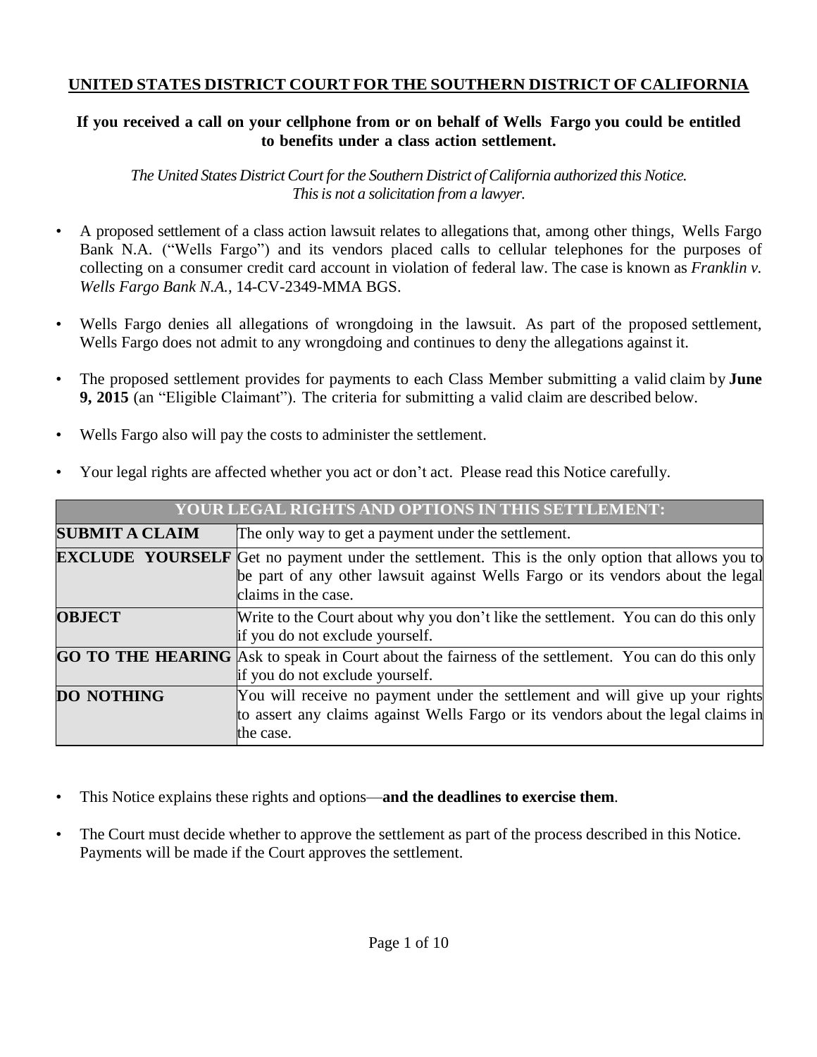# UNITED STATES DISTRICT COURT FOR THE SOUTHERN DISTRICT OF CALIFORNIA

**If you received a call on your cellphone from or on behalf of Wells Fargo you could be entitled to benefits under a class action settlement.**

*The United States District Court for the Southern District of California authorized this Notice. This is not a solicitation from a lawyer.*

- A proposed settlement of a class action lawsuit relates to allegations that, among other things, Wells Fargo Bank N.A. ("Wells Fargo") and its vendors placed calls to cellular telephones for the purposes of collecting on a consumer credit card account in violation of federal law. The case is known as *Franklin v. Wells Fargo Bank N.A.*, 14-CV-2349-MMA BGS.
- Wells Fargo denies all allegations of wrongdoing in the lawsuit. As part of the proposed settlement, Wells Fargo does not admit to any wrongdoing and continues to deny the allegations against it.
- The proposed settlement provides for payments to each Class Member submitting a valid claim by **June 9, 2015** (an "Eligible Claimant"). The criteria for submitting a valid claim are described below.
- Wells Fargo also will pay the costs to administer the settlement.
- Your legal rights are affected whether you act or don't act. Please read this Notice carefully.

| YOUR LEGAL RIGHTS AND OPTIONS IN THIS SETTLEMENT: | |
|---|---|
| **SUBMIT A CLAIM** | The only way to get a payment under the settlement. |
| **EXCLUDE YOURSELF** | Get no payment under the settlement. This is the only option that allows you to be part of any other lawsuit against Wells Fargo or its vendors about the legal claims in the case. |
| **OBJECT** | Write to the Court about why you don't like the settlement. You can do this only if you do not exclude yourself. |
| **GO TO THE HEARING** | Ask to speak in Court about the fairness of the settlement. You can do this only if you do not exclude yourself. |
| **DO NOTHING** | You will receive no payment under the settlement and will give up your rights to assert any claims against Wells Fargo or its vendors about the legal claims in the case. |

- This Notice explains these rights and options—**and the deadlines to exercise them**.
- The Court must decide whether to approve the settlement as part of the process described in this Notice. Payments will be made if the Court approves the settlement.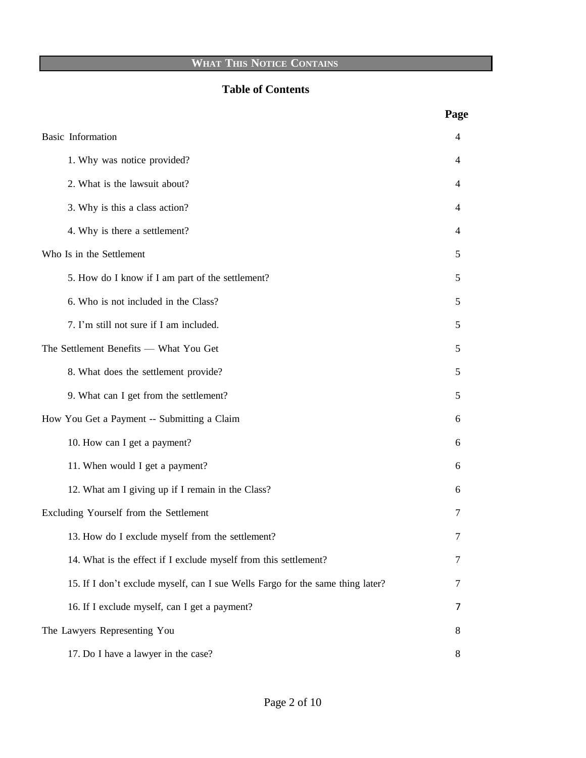## WHAT THIS NOTICE CONTAINS

### Table of Contents

| | Page |
|---|---|
| Basic Information | 4 |
| 1. Why was notice provided? | 4 |
| 2. What is the lawsuit about? | 4 |
| 3. Why is this a class action? | 4 |
| 4. Why is there a settlement? | 4 |
| Who Is in the Settlement | 5 |
| 5. How do I know if I am part of the settlement? | 5 |
| 6. Who is not included in the Class? | 5 |
| 7. I'm still not sure if I am included. | 5 |
| The Settlement Benefits — What You Get | 5 |
| 8. What does the settlement provide? | 5 |
| 9. What can I get from the settlement? | 5 |
| How You Get a Payment -- Submitting a Claim | 6 |
| 10. How can I get a payment? | 6 |
| 11. When would I get a payment? | 6 |
| 12. What am I giving up if I remain in the Class? | 6 |
| Excluding Yourself from the Settlement | 7 |
| 13. How do I exclude myself from the settlement? | 7 |
| 14. What is the effect if I exclude myself from this settlement? | 7 |
| 15. If I don't exclude myself, can I sue Wells Fargo for the same thing later? | 7 |
| 16. If I exclude myself, can I get a payment? | 7 |
| The Lawyers Representing You | 8 |
| 17. Do I have a lawyer in the case? | 8 |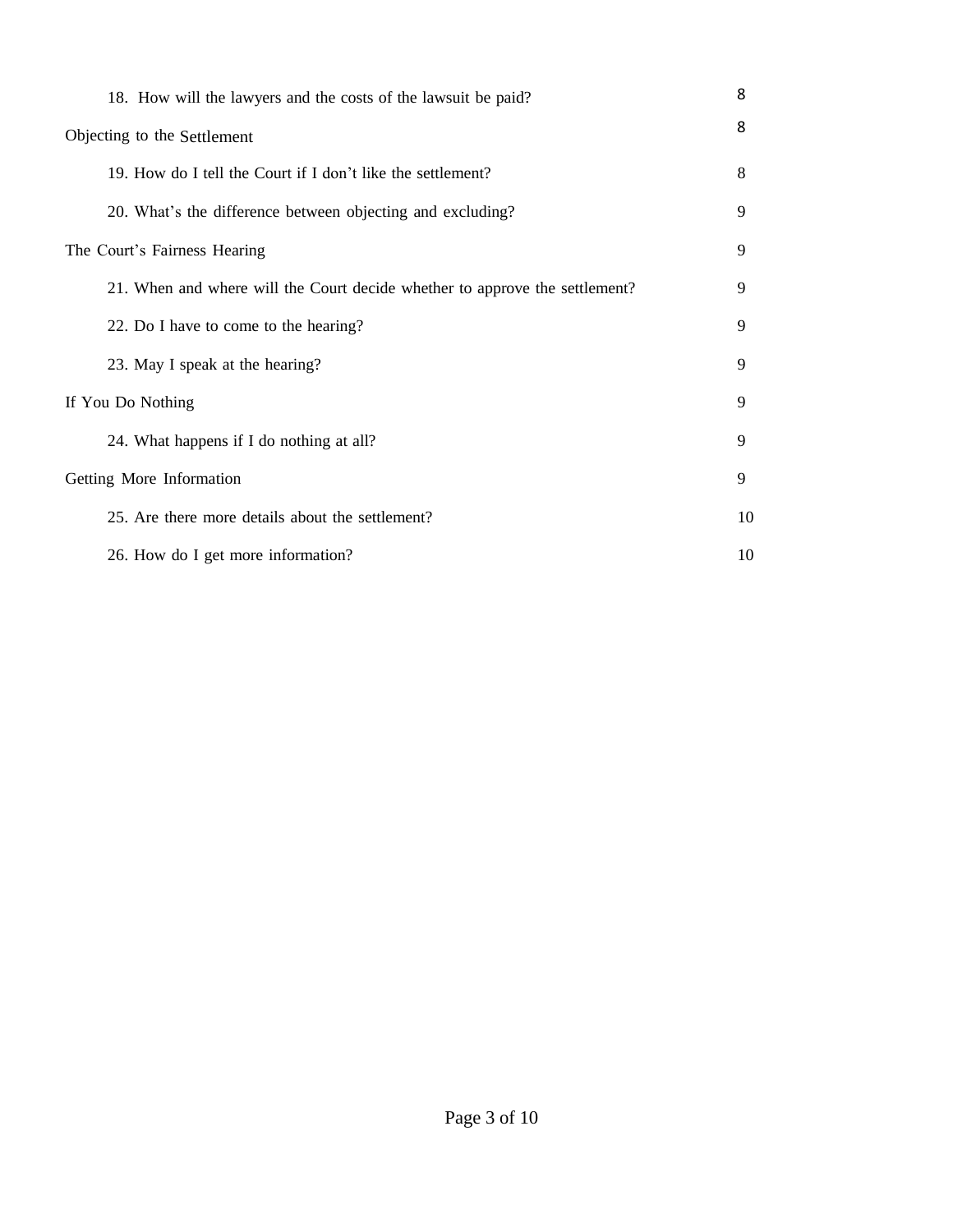| | |
|---|---|
| 18. How will the lawyers and the costs of the lawsuit be paid? | 8 |
| Objecting to the Settlement | 8 |
| 19. How do I tell the Court if I don't like the settlement? | 8 |
| 20. What's the difference between objecting and excluding? | 9 |
| The Court's Fairness Hearing | 9 |
| 21. When and where will the Court decide whether to approve the settlement? | 9 |
| 22. Do I have to come to the hearing? | 9 |
| 23. May I speak at the hearing? | 9 |
| If You Do Nothing | 9 |
| 24. What happens if I do nothing at all? | 9 |
| Getting More Information | 9 |
| 25. Are there more details about the settlement? | 10 |
| 26. How do I get more information? | 10 |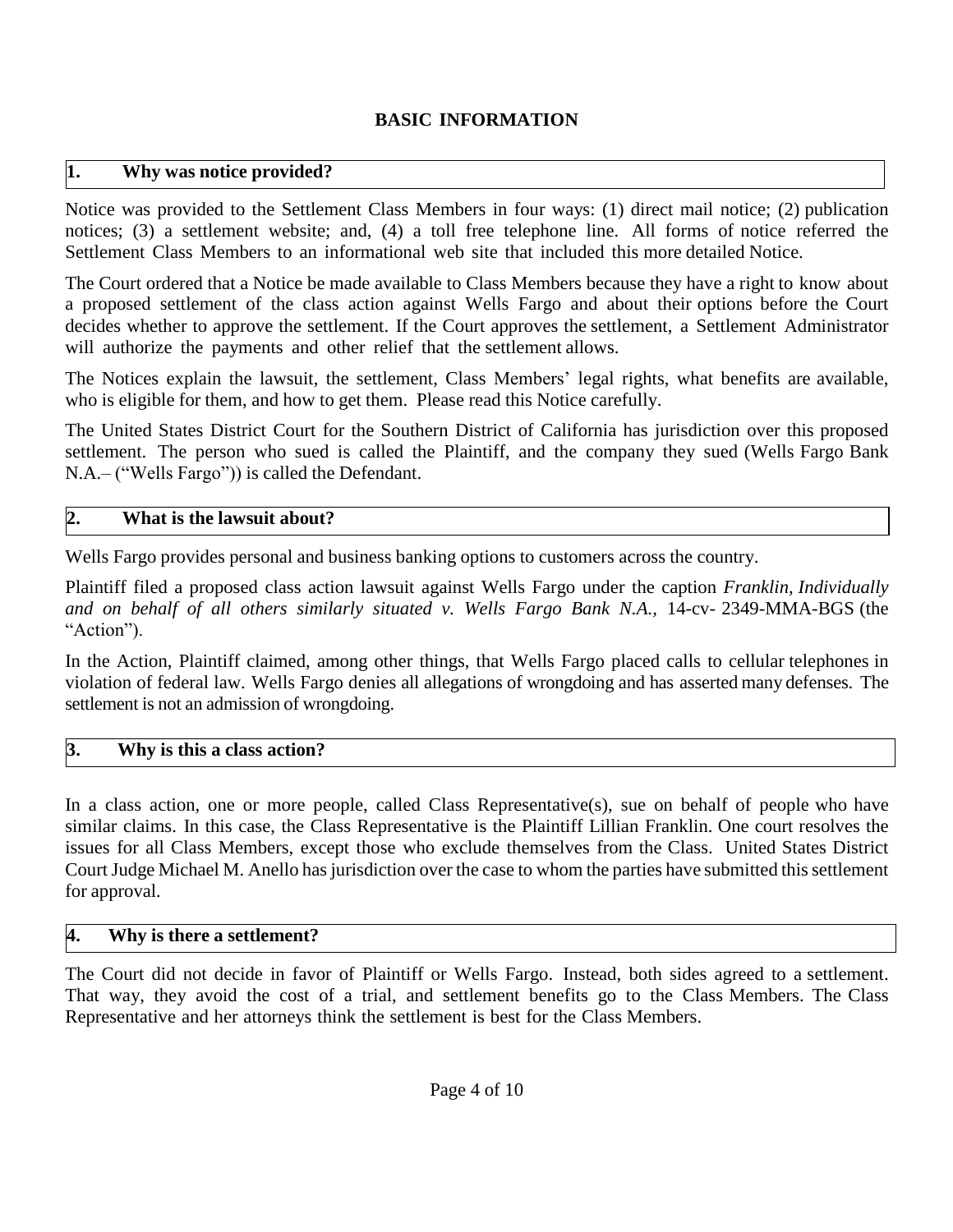## BASIC INFORMATION

### 1. Why was notice provided?

Notice was provided to the Settlement Class Members in four ways: (1) direct mail notice; (2) publication notices; (3) a settlement website; and, (4) a toll free telephone line. All forms of notice referred the Settlement Class Members to an informational web site that included this more detailed Notice.

The Court ordered that a Notice be made available to Class Members because they have a right to know about a proposed settlement of the class action against Wells Fargo and about their options before the Court decides whether to approve the settlement. If the Court approves the settlement, a Settlement Administrator will authorize the payments and other relief that the settlement allows.

The Notices explain the lawsuit, the settlement, Class Members' legal rights, what benefits are available, who is eligible for them, and how to get them. Please read this Notice carefully.

The United States District Court for the Southern District of California has jurisdiction over this proposed settlement. The person who sued is called the Plaintiff, and the company they sued (Wells Fargo Bank N.A.– ("Wells Fargo")) is called the Defendant.

### 2. What is the lawsuit about?

Wells Fargo provides personal and business banking options to customers across the country.

Plaintiff filed a proposed class action lawsuit against Wells Fargo under the caption *Franklin, Individually and on behalf of all others similarly situated v. Wells Fargo Bank N.A.*, 14-cv- 2349-MMA-BGS (the "Action").

In the Action, Plaintiff claimed, among other things, that Wells Fargo placed calls to cellular telephones in violation of federal law. Wells Fargo denies all allegations of wrongdoing and has asserted many defenses. The settlement is not an admission of wrongdoing.

### 3. Why is this a class action?

In a class action, one or more people, called Class Representative(s), sue on behalf of people who have similar claims. In this case, the Class Representative is the Plaintiff Lillian Franklin. One court resolves the issues for all Class Members, except those who exclude themselves from the Class. United States District Court Judge Michael M. Anello has jurisdiction over the case to whom the parties have submitted this settlement for approval.

### 4. Why is there a settlement?

The Court did not decide in favor of Plaintiff or Wells Fargo. Instead, both sides agreed to a settlement. That way, they avoid the cost of a trial, and settlement benefits go to the Class Members. The Class Representative and her attorneys think the settlement is best for the Class Members.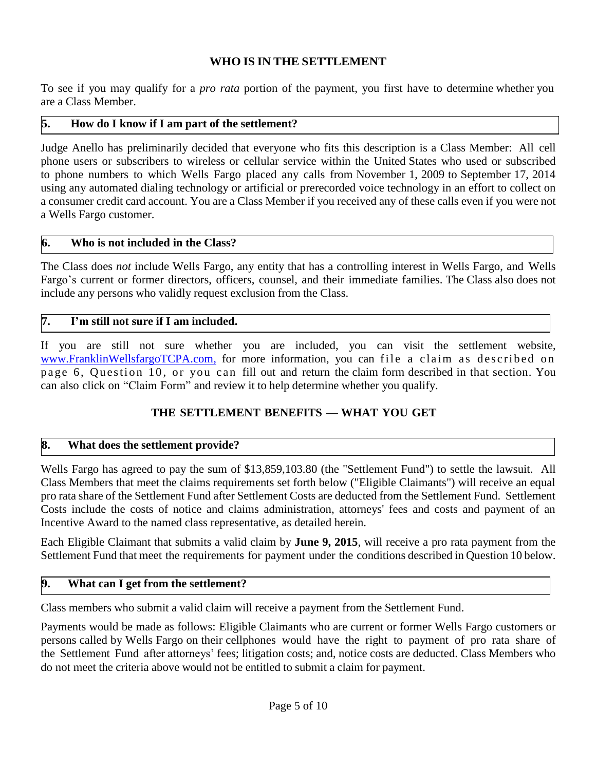## WHO IS IN THE SETTLEMENT

To see if you may qualify for a *pro rata* portion of the payment, you first have to determine whether you are a Class Member.

### 5. How do I know if I am part of the settlement?

Judge Anello has preliminarily decided that everyone who fits this description is a Class Member: All cell phone users or subscribers to wireless or cellular service within the United States who used or subscribed to phone numbers to which Wells Fargo placed any calls from November 1, 2009 to September 17, 2014 using any automated dialing technology or artificial or prerecorded voice technology in an effort to collect on a consumer credit card account. You are a Class Member if you received any of these calls even if you were not a Wells Fargo customer.

### 6. Who is not included in the Class?

The Class does *not* include Wells Fargo, any entity that has a controlling interest in Wells Fargo, and Wells Fargo's current or former directors, officers, counsel, and their immediate families. The Class also does not include any persons who validly request exclusion from the Class.

### 7. I'm still not sure if I am included.

If you are still not sure whether you are included, you can visit the settlement website, www.FranklinWellsfargoTCPA.com, for more information, you can file a claim as described on page 6, Question 10, or you can fill out and return the claim form described in that section. You can also click on "Claim Form" and review it to help determine whether you qualify.

## THE SETTLEMENT BENEFITS — WHAT YOU GET

### 8. What does the settlement provide?

Wells Fargo has agreed to pay the sum of $13,859,103.80 (the "Settlement Fund") to settle the lawsuit. All Class Members that meet the claims requirements set forth below ("Eligible Claimants") will receive an equal pro rata share of the Settlement Fund after Settlement Costs are deducted from the Settlement Fund. Settlement Costs include the costs of notice and claims administration, attorneys' fees and costs and payment of an Incentive Award to the named class representative, as detailed herein.

Each Eligible Claimant that submits a valid claim by **June 9, 2015**, will receive a pro rata payment from the Settlement Fund that meet the requirements for payment under the conditions described in Question 10 below.

### 9. What can I get from the settlement?

Class members who submit a valid claim will receive a payment from the Settlement Fund.

Payments would be made as follows: Eligible Claimants who are current or former Wells Fargo customers or persons called by Wells Fargo on their cellphones would have the right to payment of pro rata share of the Settlement Fund after attorneys' fees; litigation costs; and, notice costs are deducted. Class Members who do not meet the criteria above would not be entitled to submit a claim for payment.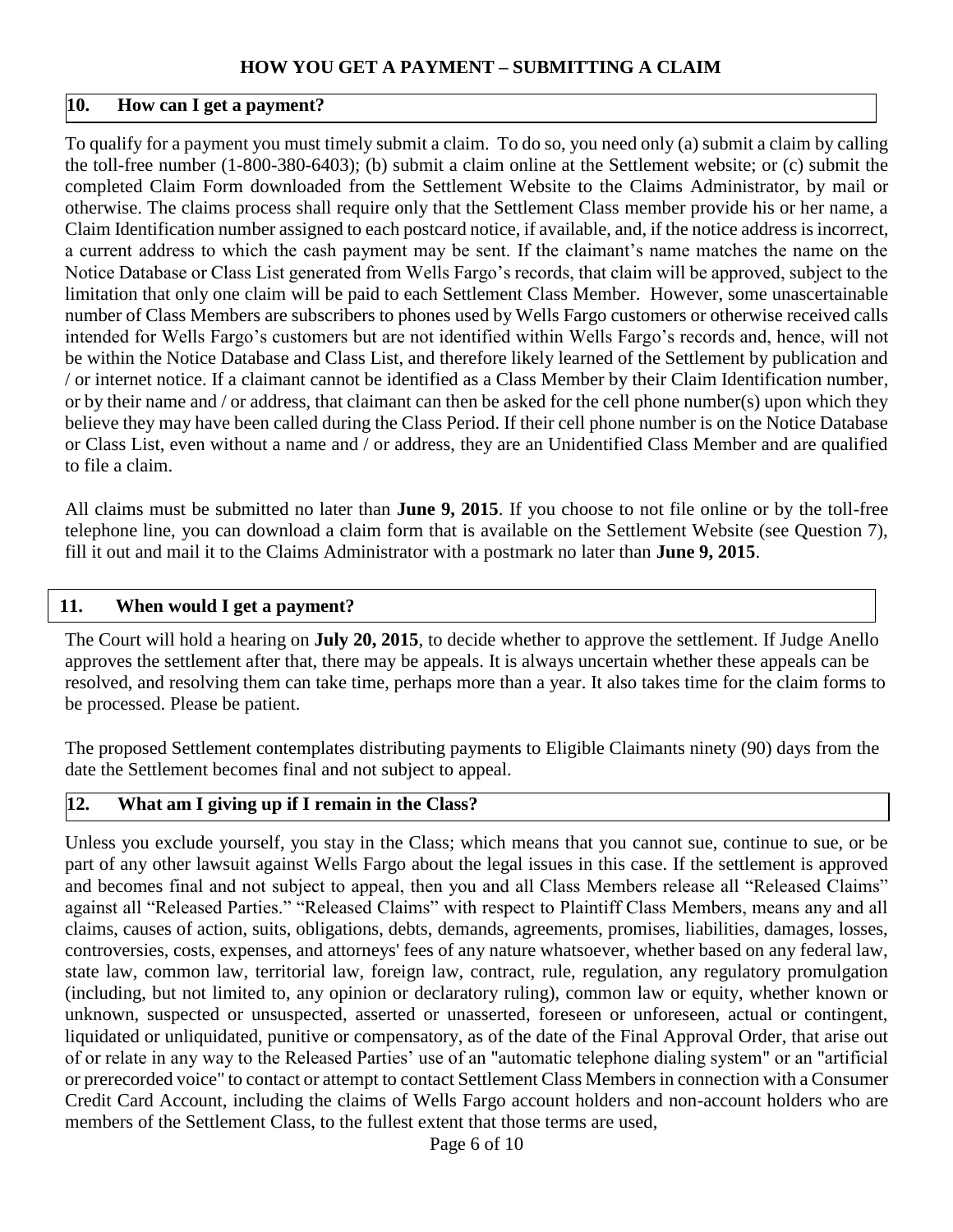## HOW YOU GET A PAYMENT – SUBMITTING A CLAIM

### 10. How can I get a payment?

To qualify for a payment you must timely submit a claim. To do so, you need only (a) submit a claim by calling the toll-free number (1-800-380-6403); (b) submit a claim online at the Settlement website; or (c) submit the completed Claim Form downloaded from the Settlement Website to the Claims Administrator, by mail or otherwise. The claims process shall require only that the Settlement Class member provide his or her name, a Claim Identification number assigned to each postcard notice, if available, and, if the notice address is incorrect, a current address to which the cash payment may be sent. If the claimant's name matches the name on the Notice Database or Class List generated from Wells Fargo's records, that claim will be approved, subject to the limitation that only one claim will be paid to each Settlement Class Member. However, some unascertainable number of Class Members are subscribers to phones used by Wells Fargo customers or otherwise received calls intended for Wells Fargo's customers but are not identified within Wells Fargo's records and, hence, will not be within the Notice Database and Class List, and therefore likely learned of the Settlement by publication and / or internet notice. If a claimant cannot be identified as a Class Member by their Claim Identification number, or by their name and / or address, that claimant can then be asked for the cell phone number(s) upon which they believe they may have been called during the Class Period. If their cell phone number is on the Notice Database or Class List, even without a name and / or address, they are an Unidentified Class Member and are qualified to file a claim.

All claims must be submitted no later than **June 9, 2015**. If you choose to not file online or by the toll-free telephone line, you can download a claim form that is available on the Settlement Website (see Question 7), fill it out and mail it to the Claims Administrator with a postmark no later than **June 9, 2015**.

### 11. When would I get a payment?

The Court will hold a hearing on **July 20, 2015**, to decide whether to approve the settlement. If Judge Anello approves the settlement after that, there may be appeals. It is always uncertain whether these appeals can be resolved, and resolving them can take time, perhaps more than a year. It also takes time for the claim forms to be processed. Please be patient.

The proposed Settlement contemplates distributing payments to Eligible Claimants ninety (90) days from the date the Settlement becomes final and not subject to appeal.

### 12. What am I giving up if I remain in the Class?

Unless you exclude yourself, you stay in the Class; which means that you cannot sue, continue to sue, or be part of any other lawsuit against Wells Fargo about the legal issues in this case. If the settlement is approved and becomes final and not subject to appeal, then you and all Class Members release all "Released Claims" against all "Released Parties." "Released Claims" with respect to Plaintiff Class Members, means any and all claims, causes of action, suits, obligations, debts, demands, agreements, promises, liabilities, damages, losses, controversies, costs, expenses, and attorneys' fees of any nature whatsoever, whether based on any federal law, state law, common law, territorial law, foreign law, contract, rule, regulation, any regulatory promulgation (including, but not limited to, any opinion or declaratory ruling), common law or equity, whether known or unknown, suspected or unsuspected, asserted or unasserted, foreseen or unforeseen, actual or contingent, liquidated or unliquidated, punitive or compensatory, as of the date of the Final Approval Order, that arise out of or relate in any way to the Released Parties' use of an "automatic telephone dialing system" or an "artificial or prerecorded voice" to contact or attempt to contact Settlement Class Members in connection with a Consumer Credit Card Account, including the claims of Wells Fargo account holders and non-account holders who are members of the Settlement Class, to the fullest extent that those terms are used,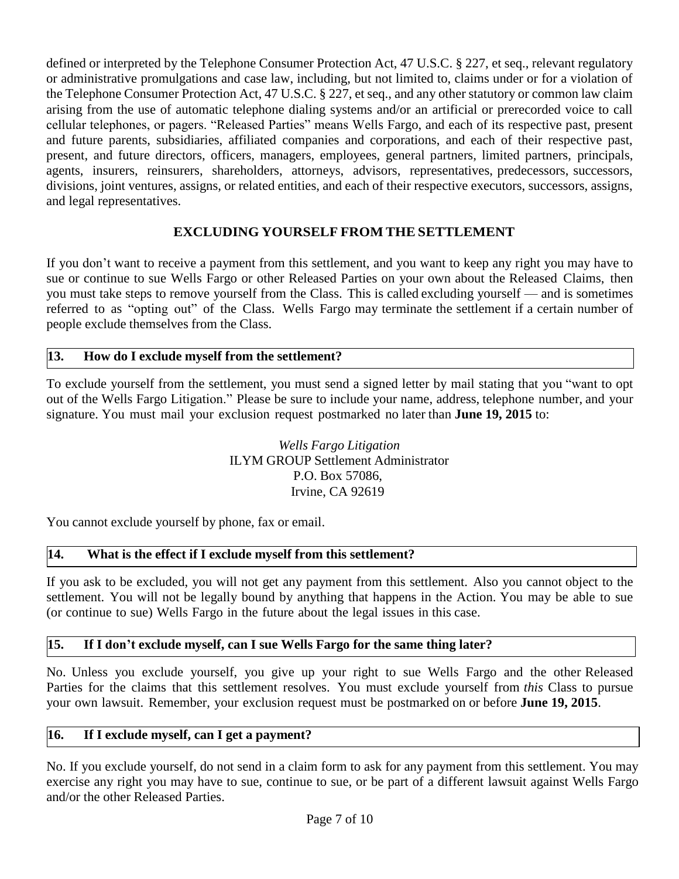defined or interpreted by the Telephone Consumer Protection Act, 47 U.S.C. § 227, et seq., relevant regulatory or administrative promulgations and case law, including, but not limited to, claims under or for a violation of the Telephone Consumer Protection Act, 47 U.S.C. § 227, et seq., and any other statutory or common law claim arising from the use of automatic telephone dialing systems and/or an artificial or prerecorded voice to call cellular telephones, or pagers. "Released Parties" means Wells Fargo, and each of its respective past, present and future parents, subsidiaries, affiliated companies and corporations, and each of their respective past, present, and future directors, officers, managers, employees, general partners, limited partners, principals, agents, insurers, reinsurers, shareholders, attorneys, advisors, representatives, predecessors, successors, divisions, joint ventures, assigns, or related entities, and each of their respective executors, successors, assigns, and legal representatives.

## EXCLUDING YOURSELF FROM THE SETTLEMENT

If you don't want to receive a payment from this settlement, and you want to keep any right you may have to sue or continue to sue Wells Fargo or other Released Parties on your own about the Released Claims, then you must take steps to remove yourself from the Class. This is called excluding yourself — and is sometimes referred to as "opting out" of the Class. Wells Fargo may terminate the settlement if a certain number of people exclude themselves from the Class.

### 13. How do I exclude myself from the settlement?

To exclude yourself from the settlement, you must send a signed letter by mail stating that you "want to opt out of the Wells Fargo Litigation." Please be sure to include your name, address, telephone number, and your signature. You must mail your exclusion request postmarked no later than **June 19, 2015** to:

*Wells Fargo Litigation*
ILYM GROUP Settlement Administrator
P.O. Box 57086,
Irvine, CA 92619

You cannot exclude yourself by phone, fax or email.

### 14. What is the effect if I exclude myself from this settlement?

If you ask to be excluded, you will not get any payment from this settlement. Also you cannot object to the settlement. You will not be legally bound by anything that happens in the Action. You may be able to sue (or continue to sue) Wells Fargo in the future about the legal issues in this case.

### 15. If I don't exclude myself, can I sue Wells Fargo for the same thing later?

No. Unless you exclude yourself, you give up your right to sue Wells Fargo and the other Released Parties for the claims that this settlement resolves. You must exclude yourself from *this* Class to pursue your own lawsuit. Remember, your exclusion request must be postmarked on or before **June 19, 2015**.

### 16. If I exclude myself, can I get a payment?

No. If you exclude yourself, do not send in a claim form to ask for any payment from this settlement. You may exercise any right you may have to sue, continue to sue, or be part of a different lawsuit against Wells Fargo and/or the other Released Parties.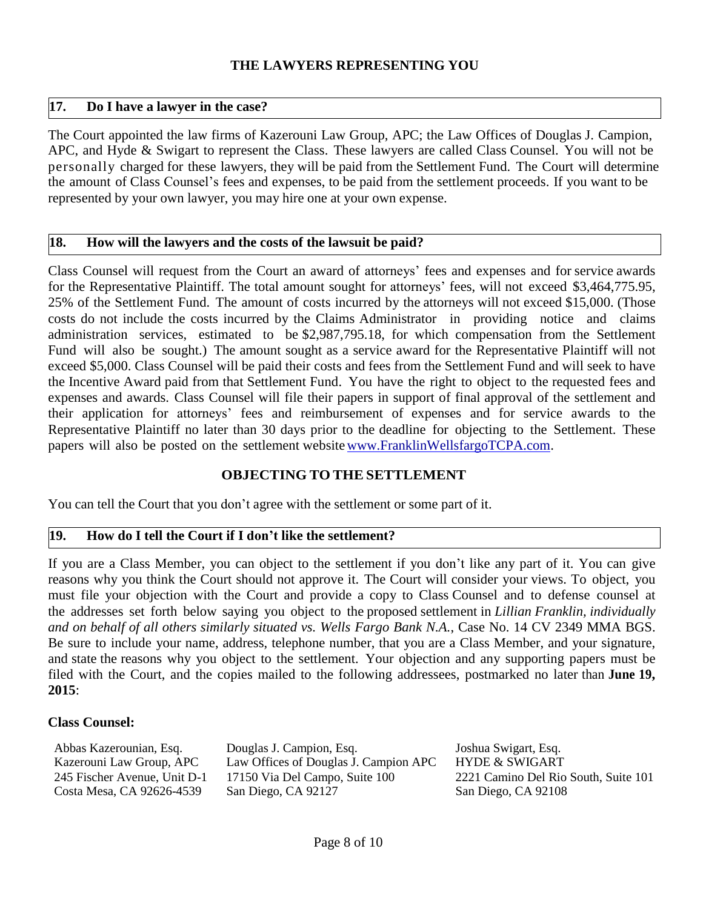## THE LAWYERS REPRESENTING YOU

### 17. Do I have a lawyer in the case?

The Court appointed the law firms of Kazerouni Law Group, APC; the Law Offices of Douglas J. Campion, APC, and Hyde & Swigart to represent the Class. These lawyers are called Class Counsel. You will not be personally charged for these lawyers, they will be paid from the Settlement Fund. The Court will determine the amount of Class Counsel's fees and expenses, to be paid from the settlement proceeds. If you want to be represented by your own lawyer, you may hire one at your own expense.

### 18. How will the lawyers and the costs of the lawsuit be paid?

Class Counsel will request from the Court an award of attorneys' fees and expenses and for service awards for the Representative Plaintiff. The total amount sought for attorneys' fees, will not exceed $3,464,775.95, 25% of the Settlement Fund. The amount of costs incurred by the attorneys will not exceed $15,000. (Those costs do not include the costs incurred by the Claims Administrator in providing notice and claims administration services, estimated to be $2,987,795.18, for which compensation from the Settlement Fund will also be sought.) The amount sought as a service award for the Representative Plaintiff will not exceed $5,000. Class Counsel will be paid their costs and fees from the Settlement Fund and will seek to have the Incentive Award paid from that Settlement Fund. You have the right to object to the requested fees and expenses and awards. Class Counsel will file their papers in support of final approval of the settlement and their application for attorneys' fees and reimbursement of expenses and for service awards to the Representative Plaintiff no later than 30 days prior to the deadline for objecting to the Settlement. These papers will also be posted on the settlement website www.FranklinWellsfargoTCPA.com.

## OBJECTING TO THE SETTLEMENT

You can tell the Court that you don't agree with the settlement or some part of it.

### 19. How do I tell the Court if I don't like the settlement?

If you are a Class Member, you can object to the settlement if you don't like any part of it. You can give reasons why you think the Court should not approve it. The Court will consider your views. To object, you must file your objection with the Court and provide a copy to Class Counsel and to defense counsel at the addresses set forth below saying you object to the proposed settlement in *Lillian Franklin, individually and on behalf of all others similarly situated vs. Wells Fargo Bank N.A.*, Case No. 14 CV 2349 MMA BGS. Be sure to include your name, address, telephone number, that you are a Class Member, and your signature, and state the reasons why you object to the settlement. Your objection and any supporting papers must be filed with the Court, and the copies mailed to the following addressees, postmarked no later than **June 19, 2015**:

**Class Counsel:**

Abbas Kazerounian, Esq.
Kazerouni Law Group, APC
245 Fischer Avenue, Unit D-1
Costa Mesa, CA 92626-4539

Douglas J. Campion, Esq.
Law Offices of Douglas J. Campion APC
17150 Via Del Campo, Suite 100
San Diego, CA 92127

Joshua Swigart, Esq.
HYDE & SWIGART
2221 Camino Del Rio South, Suite 101
San Diego, CA 92108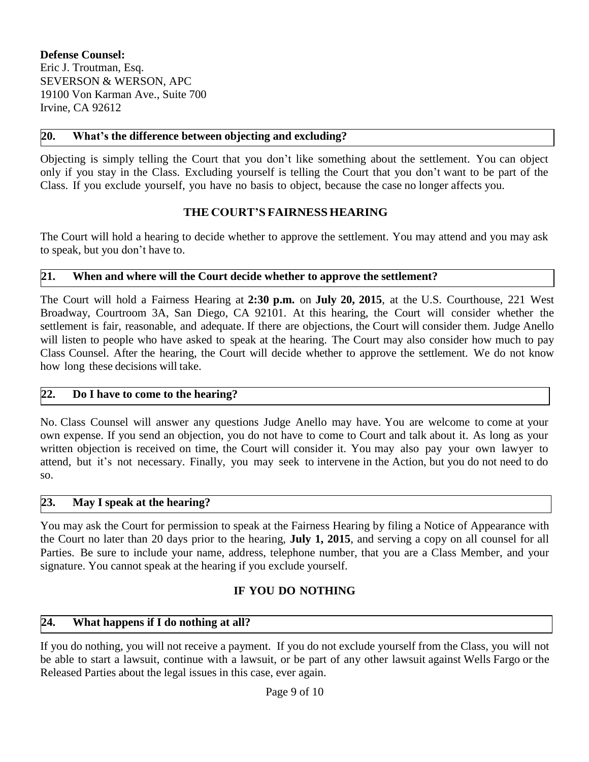**Defense Counsel:**
Eric J. Troutman, Esq.
SEVERSON & WERSON, APC
19100 Von Karman Ave., Suite 700
Irvine, CA 92612

### 20. What's the difference between objecting and excluding?

Objecting is simply telling the Court that you don't like something about the settlement. You can object only if you stay in the Class. Excluding yourself is telling the Court that you don't want to be part of the Class. If you exclude yourself, you have no basis to object, because the case no longer affects you.

## THE COURT'S FAIRNESS HEARING

The Court will hold a hearing to decide whether to approve the settlement. You may attend and you may ask to speak, but you don't have to.

### 21. When and where will the Court decide whether to approve the settlement?

The Court will hold a Fairness Hearing at **2:30 p.m.** on **July 20, 2015**, at the U.S. Courthouse, 221 West Broadway, Courtroom 3A, San Diego, CA 92101. At this hearing, the Court will consider whether the settlement is fair, reasonable, and adequate. If there are objections, the Court will consider them. Judge Anello will listen to people who have asked to speak at the hearing. The Court may also consider how much to pay Class Counsel. After the hearing, the Court will decide whether to approve the settlement. We do not know how long these decisions will take.

### 22. Do I have to come to the hearing?

No. Class Counsel will answer any questions Judge Anello may have. You are welcome to come at your own expense. If you send an objection, you do not have to come to Court and talk about it. As long as your written objection is received on time, the Court will consider it. You may also pay your own lawyer to attend, but it's not necessary. Finally, you may seek to intervene in the Action, but you do not need to do so.

### 23. May I speak at the hearing?

You may ask the Court for permission to speak at the Fairness Hearing by filing a Notice of Appearance with the Court no later than 20 days prior to the hearing, **July 1, 2015**, and serving a copy on all counsel for all Parties. Be sure to include your name, address, telephone number, that you are a Class Member, and your signature. You cannot speak at the hearing if you exclude yourself.

## IF YOU DO NOTHING

### 24. What happens if I do nothing at all?

If you do nothing, you will not receive a payment. If you do not exclude yourself from the Class, you will not be able to start a lawsuit, continue with a lawsuit, or be part of any other lawsuit against Wells Fargo or the Released Parties about the legal issues in this case, ever again.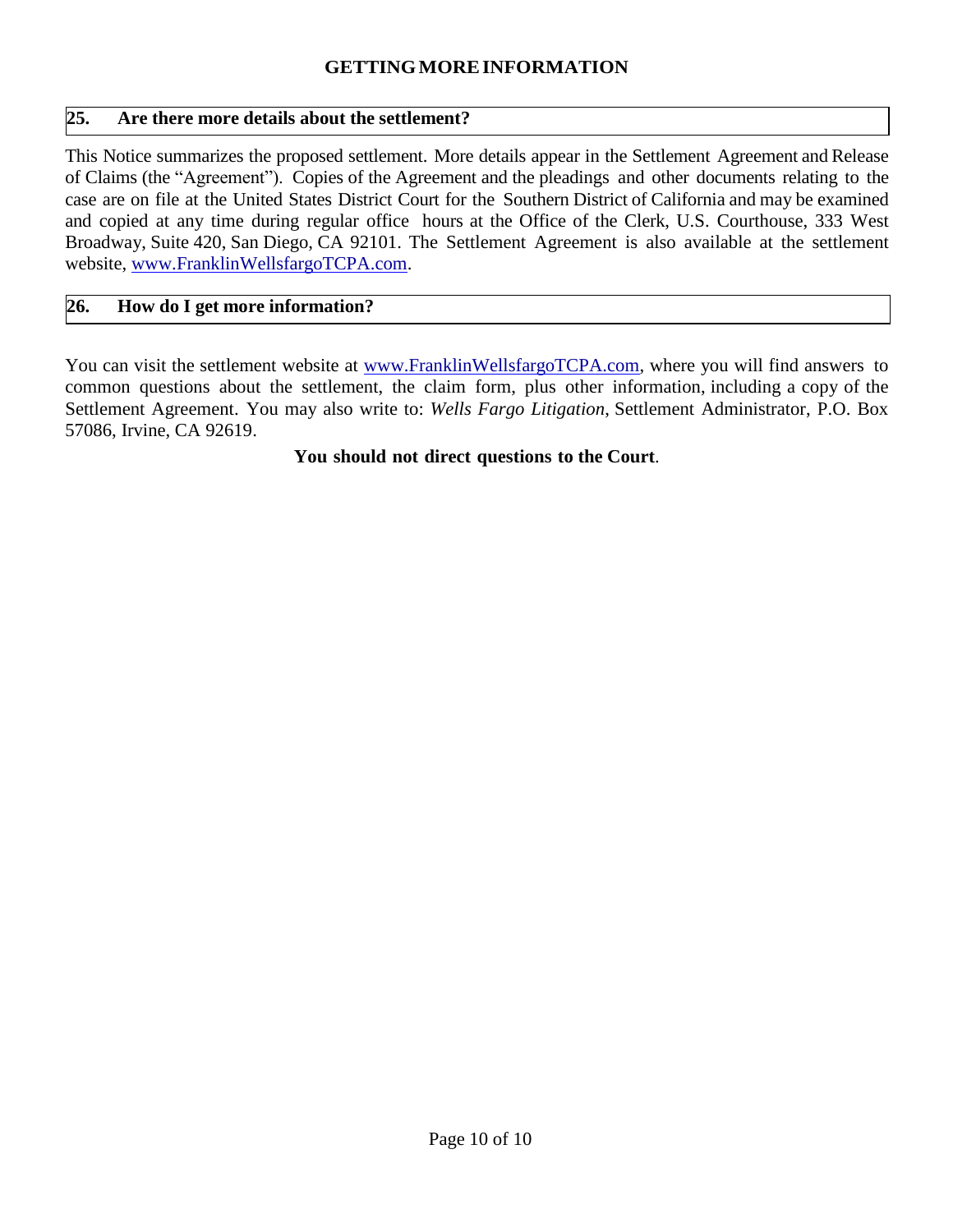## GETTING MORE INFORMATION

### 25. Are there more details about the settlement?

This Notice summarizes the proposed settlement. More details appear in the Settlement Agreement and Release of Claims (the "Agreement"). Copies of the Agreement and the pleadings and other documents relating to the case are on file at the United States District Court for the Southern District of California and may be examined and copied at any time during regular office hours at the Office of the Clerk, U.S. Courthouse, 333 West Broadway, Suite 420, San Diego, CA 92101. The Settlement Agreement is also available at the settlement website, www.FranklinWellsfargoTCPA.com.

### 26. How do I get more information?

You can visit the settlement website at www.FranklinWellsfargoTCPA.com, where you will find answers to common questions about the settlement, the claim form, plus other information, including a copy of the Settlement Agreement. You may also write to: *Wells Fargo Litigation*, Settlement Administrator, P.O. Box 57086, Irvine, CA 92619.

**You should not direct questions to the Court**.